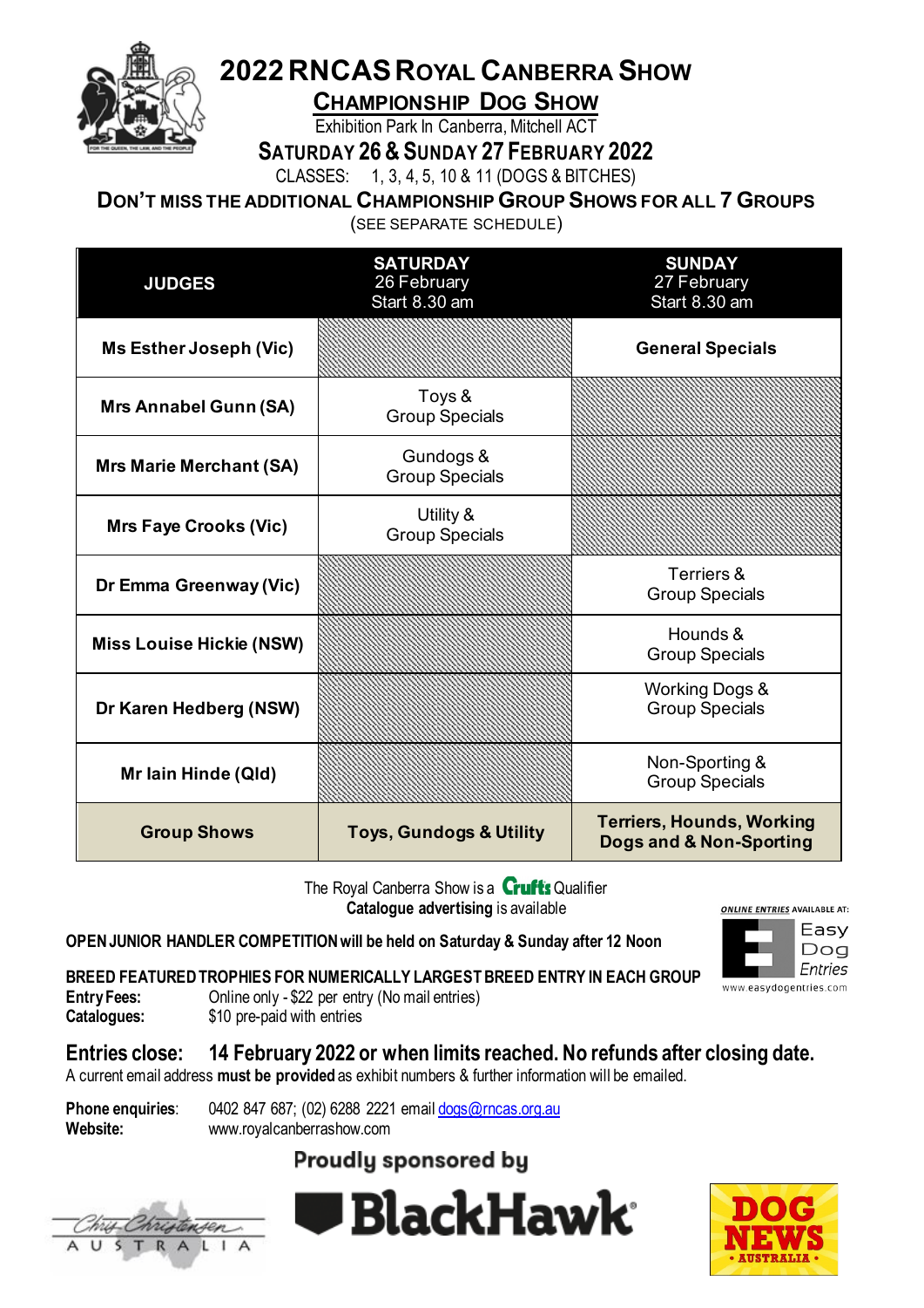# 2022 RNCAS Royal Canberra Show

## Championship Dog Show

Exhibition Park In Canberra, Mitchell ACT

### Saturday 26 & Sunday 27 February 2022

CLASSES: 1, 3, 4, 5, 10 & 11 (DOGS & BITCHES)

### Don't miss the additional Championship Group Shows for all 7 Groups

(SEE SEPARATE SCHEDULE)

| JUDGES | SATURDAY 26 February Start 8.30 am | SUNDAY 27 February Start 8.30 am |
|---|---|---|
| Ms Esther Joseph (Vic) | | General Specials |
| Mrs Annabel Gunn (SA) | Toys & Group Specials | |
| Mrs Marie Merchant (SA) | Gundogs & Group Specials | |
| Mrs Faye Crooks (Vic) | Utility & Group Specials | |
| Dr Emma Greenway (Vic) | | Terriers & Group Specials |
| Miss Louise Hickie (NSW) | | Hounds & Group Specials |
| Dr Karen Hedberg (NSW) | | Working Dogs & Group Specials |
| Mr Iain Hinde (Qld) | | Non-Sporting & Group Specials |
| **Group Shows** | **Toys, Gundogs & Utility** | **Terriers, Hounds, Working Dogs and & Non-Sporting** |

The Royal Canberra Show is a Crufts Qualifier
**Catalogue advertising** is available

***ONLINE ENTRIES*** AVAILABLE AT: Easy Dog Entries www.easydogentries.com

**OPEN JUNIOR HANDLER COMPETITION will be held on Saturday & Sunday after 12 Noon**

**BREED FEATURED TROPHIES FOR NUMERICALLY LARGEST BREED ENTRY IN EACH GROUP**

**Entry Fees:** Online only - $22 per entry (No mail entries)
**Catalogues:** $10 pre-paid with entries

## Entries close: 14 February 2022 or when limits reached. No refunds after closing date.

A current email address **must be provided** as exhibit numbers & further information will be emailed.

**Phone enquiries**: 0402 847 687; (02) 6288 2221 email dogs@rncas.org.au
**Website:** www.royalcanberrashow.com

**Proudly sponsored by**

Chris Christensen Australia — BlackHawk — Dog News Australia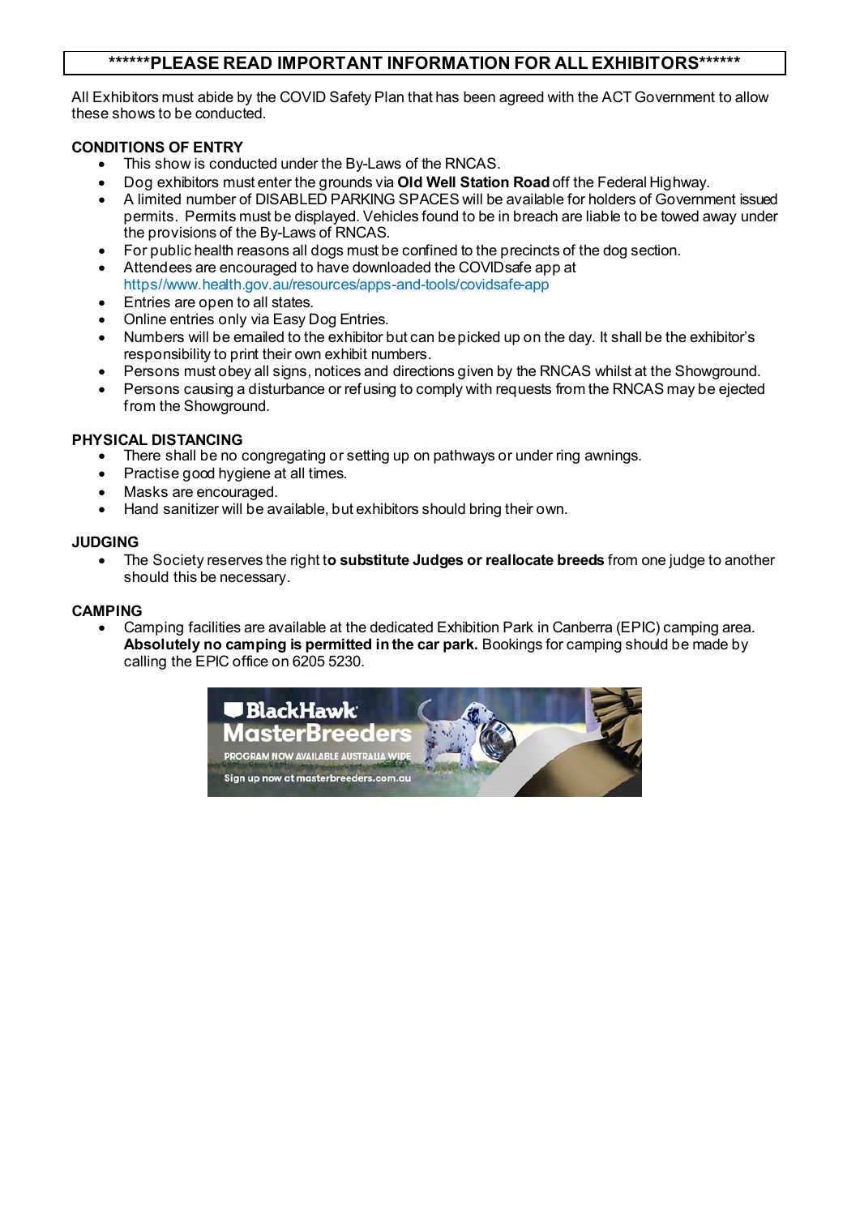# ******PLEASE READ IMPORTANT INFORMATION FOR ALL EXHIBITORS******

All Exhibitors must abide by the COVID Safety Plan that has been agreed with the ACT Government to allow these shows to be conducted.

**CONDITIONS OF ENTRY**

- This show is conducted under the By-Laws of the RNCAS.
- Dog exhibitors must enter the grounds via **Old Well Station Road** off the Federal Highway.
- A limited number of DISABLED PARKING SPACES will be available for holders of Government issued permits. Permits must be displayed. Vehicles found to be in breach are liable to be towed away under the provisions of the By-Laws of RNCAS.
- For public health reasons all dogs must be confined to the precincts of the dog section.
- Attendees are encouraged to have downloaded the COVIDsafe app at https//www.health.gov.au/resources/apps-and-tools/covidsafe-app
- Entries are open to all states.
- Online entries only via Easy Dog Entries.
- Numbers will be emailed to the exhibitor but can be picked up on the day. It shall be the exhibitor's responsibility to print their own exhibit numbers.
- Persons must obey all signs, notices and directions given by the RNCAS whilst at the Showground.
- Persons causing a disturbance or refusing to comply with requests from the RNCAS may be ejected from the Showground.

**PHYSICAL DISTANCING**

- There shall be no congregating or setting up on pathways or under ring awnings.
- Practise good hygiene at all times.
- Masks are encouraged.
- Hand sanitizer will be available, but exhibitors should bring their own.

**JUDGING**

- The Society reserves the right t**o substitute Judges or reallocate breeds** from one judge to another should this be necessary.

**CAMPING**

- Camping facilities are available at the dedicated Exhibition Park in Canberra (EPIC) camping area. **Absolutely no camping is permitted in the car park.** Bookings for camping should be made by calling the EPIC office on 6205 5230.

BlackHawk MasterBreeders
PROGRAM NOW AVAILABLE AUSTRALIA WIDE
Sign up now at masterbreeders.com.au